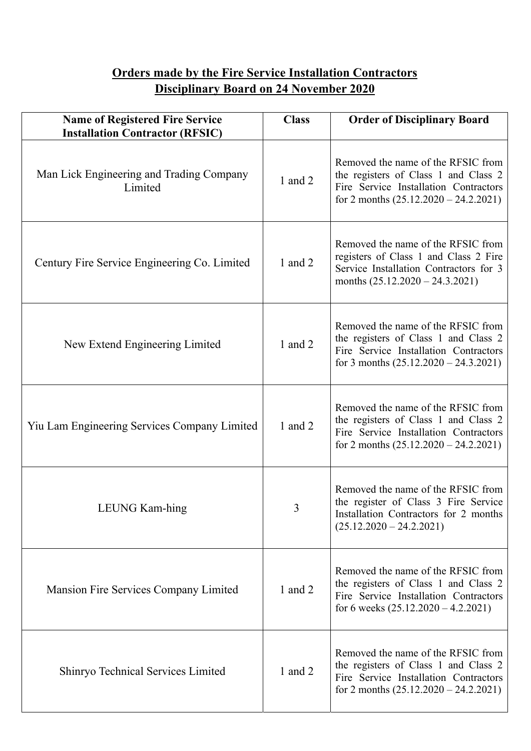# Orders made by the Fire Service Installation Contractors Disciplinary Board on 24 November 2020

| Name of Registered Fire Service Installation Contractor (RFSIC) | Class | Order of Disciplinary Board |
| --- | --- | --- |
| Man Lick Engineering and Trading Company Limited | 1 and 2 | Removed the name of the RFSIC from the registers of Class 1 and Class 2 Fire Service Installation Contractors for 2 months (25.12.2020 – 24.2.2021) |
| Century Fire Service Engineering Co. Limited | 1 and 2 | Removed the name of the RFSIC from registers of Class 1 and Class 2 Fire Service Installation Contractors for 3 months (25.12.2020 – 24.3.2021) |
| New Extend Engineering Limited | 1 and 2 | Removed the name of the RFSIC from the registers of Class 1 and Class 2 Fire Service Installation Contractors for 3 months (25.12.2020 – 24.3.2021) |
| Yiu Lam Engineering Services Company Limited | 1 and 2 | Removed the name of the RFSIC from the registers of Class 1 and Class 2 Fire Service Installation Contractors for 2 months (25.12.2020 – 24.2.2021) |
| LEUNG Kam-hing | 3 | Removed the name of the RFSIC from the register of Class 3 Fire Service Installation Contractors for 2 months (25.12.2020 – 24.2.2021) |
| Mansion Fire Services Company Limited | 1 and 2 | Removed the name of the RFSIC from the registers of Class 1 and Class 2 Fire Service Installation Contractors for 6 weeks (25.12.2020 – 4.2.2021) |
| Shinryo Technical Services Limited | 1 and 2 | Removed the name of the RFSIC from the registers of Class 1 and Class 2 Fire Service Installation Contractors for 2 months (25.12.2020 – 24.2.2021) |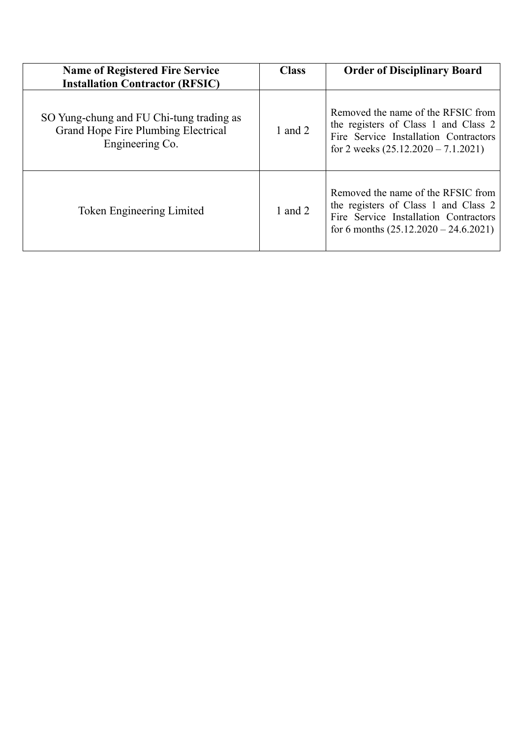| Name of Registered Fire Service Installation Contractor (RFSIC) | Class | Order of Disciplinary Board |
|---|---|---|
| SO Yung-chung and FU Chi-tung trading as Grand Hope Fire Plumbing Electrical Engineering Co. | 1 and 2 | Removed the name of the RFSIC from the registers of Class 1 and Class 2 Fire Service Installation Contractors for 2 weeks (25.12.2020 – 7.1.2021) |
| Token Engineering Limited | 1 and 2 | Removed the name of the RFSIC from the registers of Class 1 and Class 2 Fire Service Installation Contractors for 6 months (25.12.2020 – 24.6.2021) |